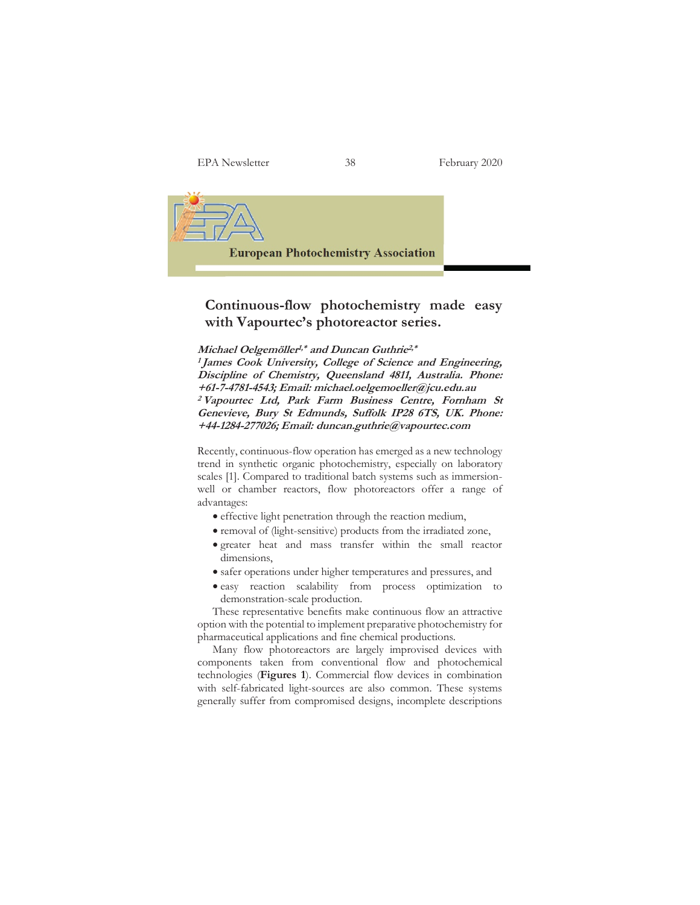**European Photochemistry Association**

# Continuous-flow photochemistry made easy with Vapourtec's photoreactor series.

***Michael Oelgemöller[1,\*] and Duncan Guthrie[2,\*]***

***[1] James Cook University, College of Science and Engineering, Discipline of Chemistry, Queensland 4811, Australia. Phone: +61-7-4781-4543; Email: michael.oelgemoeller@jcu.edu.au***

***[2] Vapourtec Ltd, Park Farm Business Centre, Fornham St Genevieve, Bury St Edmunds, Suffolk IP28 6TS, UK. Phone: +44-1284-277026; Email: duncan.guthrie@vapourtec.com***

Recently, continuous-flow operation has emerged as a new technology trend in synthetic organic photochemistry, especially on laboratory scales [1]. Compared to traditional batch systems such as immersion-well or chamber reactors, flow photoreactors offer a range of advantages:

- effective light penetration through the reaction medium,
- removal of (light-sensitive) products from the irradiated zone,
- greater heat and mass transfer within the small reactor dimensions,
- safer operations under higher temperatures and pressures, and
- easy reaction scalability from process optimization to demonstration-scale production.

These representative benefits make continuous flow an attractive option with the potential to implement preparative photochemistry for pharmaceutical applications and fine chemical productions.

Many flow photoreactors are largely improvised devices with components taken from conventional flow and photochemical technologies (**Figures 1**). Commercial flow devices in combination with self-fabricated light-sources are also common. These systems generally suffer from compromised designs, incomplete descriptions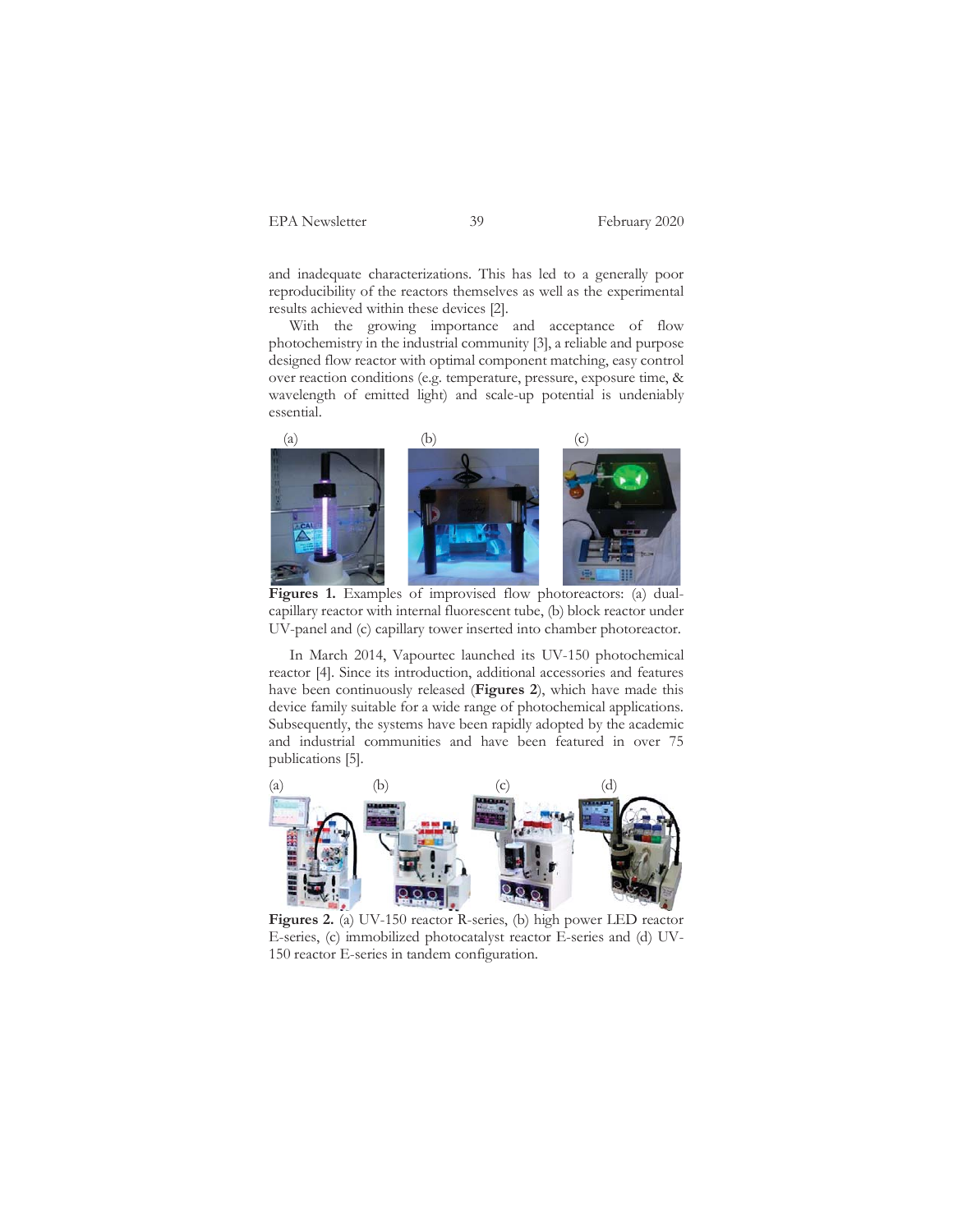and inadequate characterizations. This has led to a generally poor reproducibility of the reactors themselves as well as the experimental results achieved within these devices [2].

With the growing importance and acceptance of flow photochemistry in the industrial community [3], a reliable and purpose designed flow reactor with optimal component matching, easy control over reaction conditions (e.g. temperature, pressure, exposure time, & wavelength of emitted light) and scale-up potential is undeniably essential.

**Figures 1.** Examples of improvised flow photoreactors: (a) dual-capillary reactor with internal fluorescent tube, (b) block reactor under UV-panel and (c) capillary tower inserted into chamber photoreactor.

In March 2014, Vapourtec launched its UV-150 photochemical reactor [4]. Since its introduction, additional accessories and features have been continuously released (**Figures 2**), which have made this device family suitable for a wide range of photochemical applications. Subsequently, the systems have been rapidly adopted by the academic and industrial communities and have been featured in over 75 publications [5].

**Figures 2.** (a) UV-150 reactor R-series, (b) high power LED reactor E-series, (c) immobilized photocatalyst reactor E-series and (d) UV-150 reactor E-series in tandem configuration.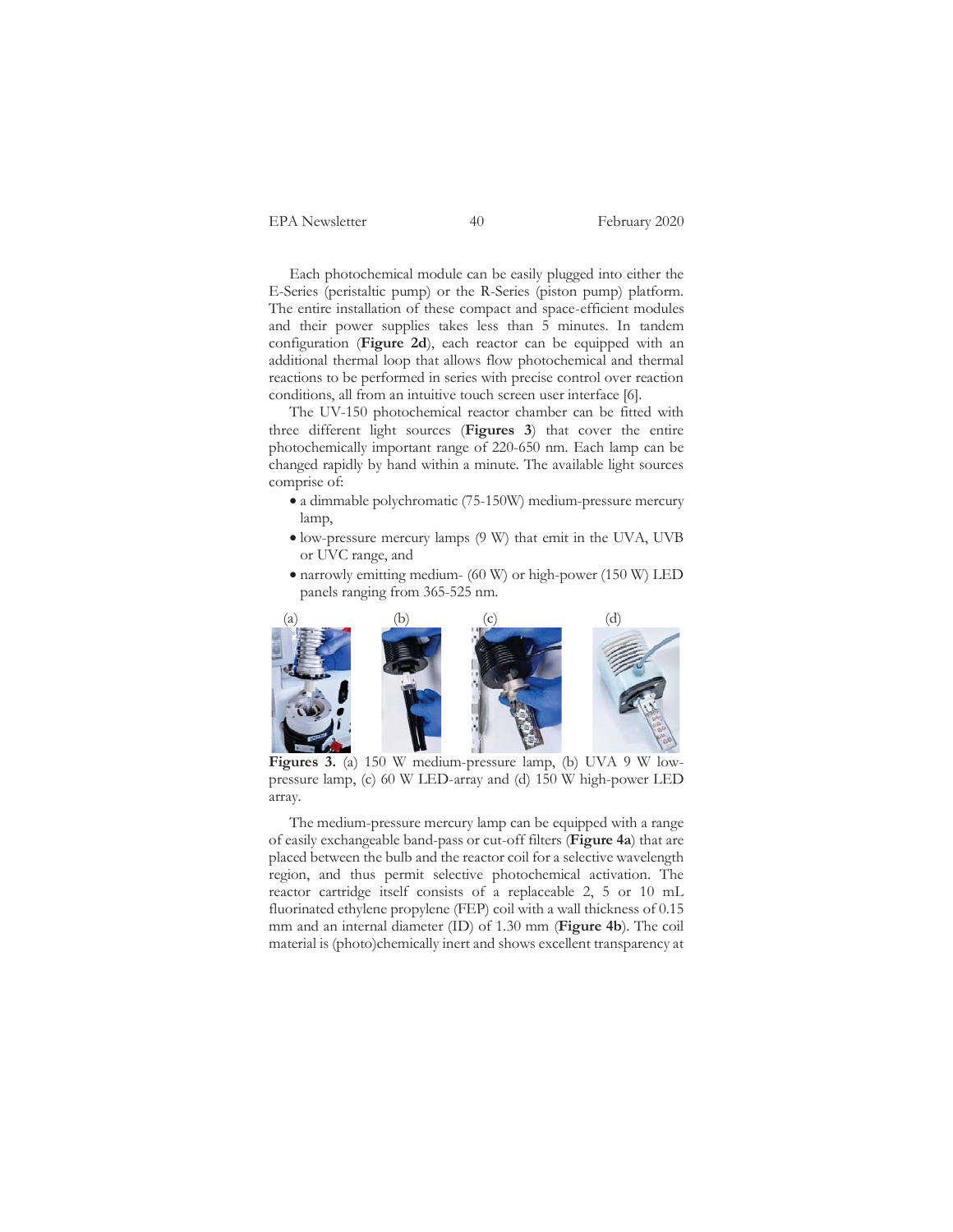Each photochemical module can be easily plugged into either the E-Series (peristaltic pump) or the R-Series (piston pump) platform. The entire installation of these compact and space-efficient modules and their power supplies takes less than 5 minutes. In tandem configuration (**Figure 2d**), each reactor can be equipped with an additional thermal loop that allows flow photochemical and thermal reactions to be performed in series with precise control over reaction conditions, all from an intuitive touch screen user interface [6].

The UV-150 photochemical reactor chamber can be fitted with three different light sources (**Figures 3**) that cover the entire photochemically important range of 220-650 nm. Each lamp can be changed rapidly by hand within a minute. The available light sources comprise of:

- a dimmable polychromatic (75-150W) medium-pressure mercury lamp,
- low-pressure mercury lamps (9 W) that emit in the UVA, UVB or UVC range, and
- narrowly emitting medium- (60 W) or high-power (150 W) LED panels ranging from 365-525 nm.

(a) (b) (c) (d)

**Figures 3.** (a) 150 W medium-pressure lamp, (b) UVA 9 W low-pressure lamp, (c) 60 W LED-array and (d) 150 W high-power LED array.

The medium-pressure mercury lamp can be equipped with a range of easily exchangeable band-pass or cut-off filters (**Figure 4a**) that are placed between the bulb and the reactor coil for a selective wavelength region, and thus permit selective photochemical activation. The reactor cartridge itself consists of a replaceable 2, 5 or 10 mL fluorinated ethylene propylene (FEP) coil with a wall thickness of 0.15 mm and an internal diameter (ID) of 1.30 mm (**Figure 4b**). The coil material is (photo)chemically inert and shows excellent transparency at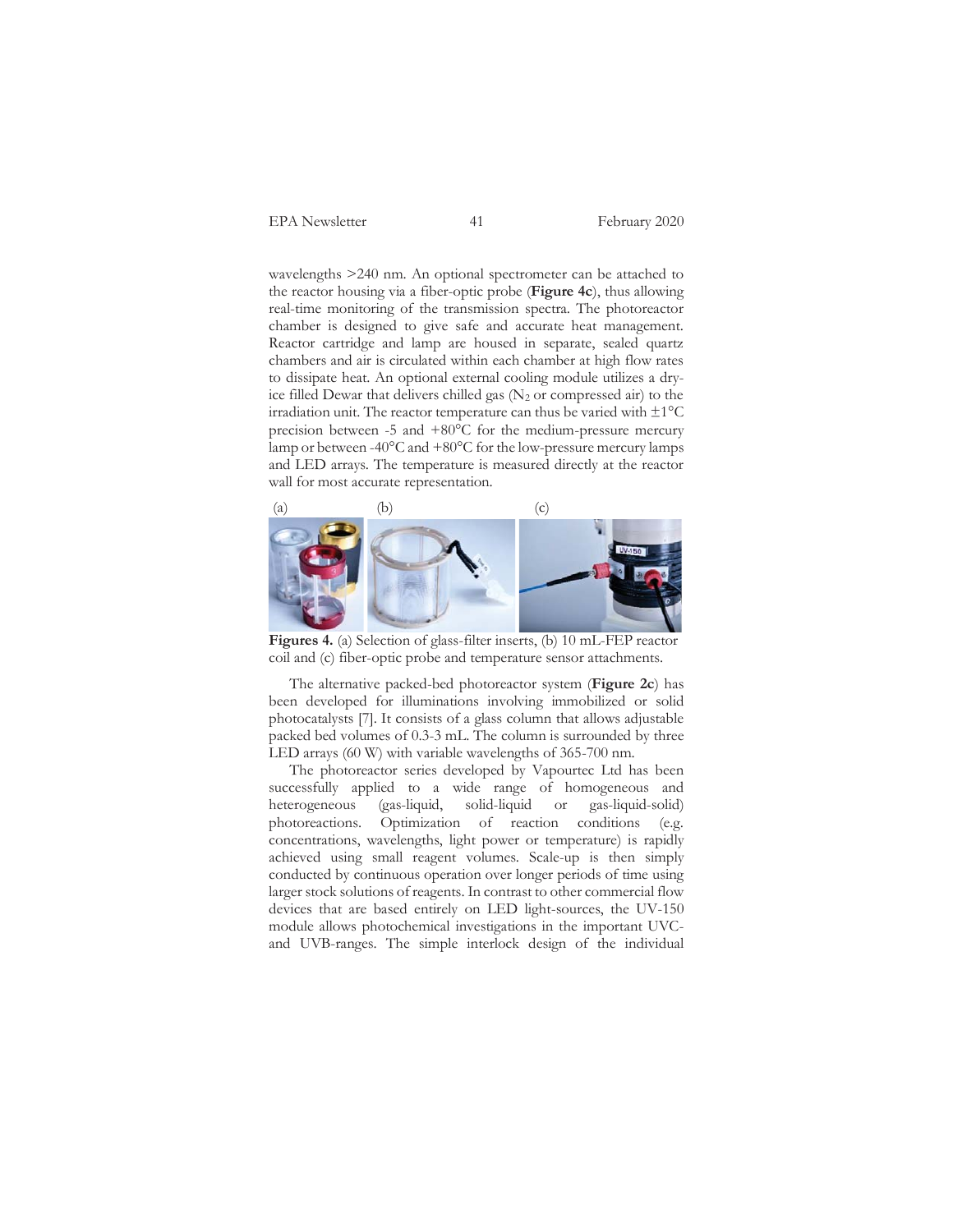wavelengths >240 nm. An optional spectrometer can be attached to the reactor housing via a fiber-optic probe (**Figure 4c**), thus allowing real-time monitoring of the transmission spectra. The photoreactor chamber is designed to give safe and accurate heat management. Reactor cartridge and lamp are housed in separate, sealed quartz chambers and air is circulated within each chamber at high flow rates to dissipate heat. An optional external cooling module utilizes a dry-ice filled Dewar that delivers chilled gas ($N_2$ or compressed air) to the irradiation unit. The reactor temperature can thus be varied with ±1°C precision between -5 and +80°C for the medium-pressure mercury lamp or between -40°C and +80°C for the low-pressure mercury lamps and LED arrays. The temperature is measured directly at the reactor wall for most accurate representation.

**Figures 4.** (a) Selection of glass-filter inserts, (b) 10 mL-FEP reactor coil and (c) fiber-optic probe and temperature sensor attachments.

The alternative packed-bed photoreactor system (**Figure 2c**) has been developed for illuminations involving immobilized or solid photocatalysts [7]. It consists of a glass column that allows adjustable packed bed volumes of 0.3-3 mL. The column is surrounded by three LED arrays (60 W) with variable wavelengths of 365-700 nm.

The photoreactor series developed by Vapourtec Ltd has been successfully applied to a wide range of homogeneous and heterogeneous (gas-liquid, solid-liquid or gas-liquid-solid) photoreactions. Optimization of reaction conditions (e.g. concentrations, wavelengths, light power or temperature) is rapidly achieved using small reagent volumes. Scale-up is then simply conducted by continuous operation over longer periods of time using larger stock solutions of reagents. In contrast to other commercial flow devices that are based entirely on LED light-sources, the UV-150 module allows photochemical investigations in the important UVC- and UVB-ranges. The simple interlock design of the individual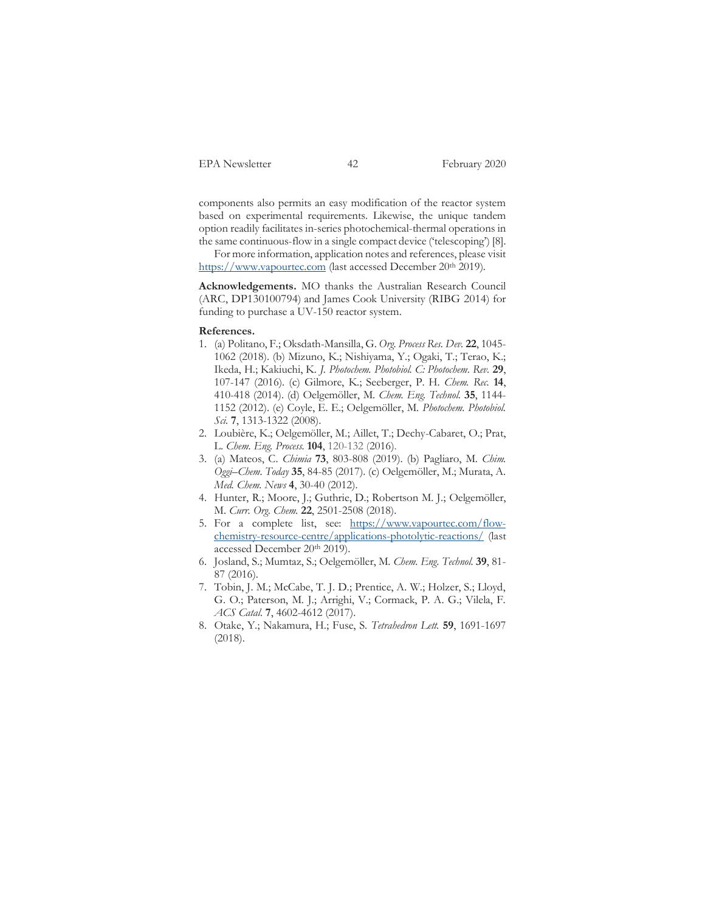components also permits an easy modification of the reactor system based on experimental requirements. Likewise, the unique tandem option readily facilitates in-series photochemical-thermal operations in the same continuous-flow in a single compact device ('telescoping') [8].

For more information, application notes and references, please visit [https://www.vapourtec.com](https://www.vapourtec.com) (last accessed December 20th 2019).

**Acknowledgements.** MO thanks the Australian Research Council (ARC, DP130100794) and James Cook University (RIBG 2014) for funding to purchase a UV-150 reactor system.

**References.**

1. (a) Politano, F.; Oksdath-Mansilla, G. *Org. Process Res. Dev.* **22**, 1045-1062 (2018). (b) Mizuno, K.; Nishiyama, Y.; Ogaki, T.; Terao, K.; Ikeda, H.; Kakiuchi, K. *J. Photochem. Photobiol. C: Photochem. Rev.* **29**, 107-147 (2016). (c) Gilmore, K.; Seeberger, P. H. *Chem. Rec.* **14**, 410-418 (2014). (d) Oelgemöller, M. *Chem. Eng. Technol.* **35**, 1144-1152 (2012). (e) Coyle, E. E.; Oelgemöller, M. *Photochem. Photobiol. Sci.* **7**, 1313-1322 (2008).
2. Loubière, K.; Oelgemöller, M.; Aillet, T.; Dechy-Cabaret, O.; Prat, L. *Chem. Eng. Process.* **104**, 120-132 (2016).
3. (a) Mateos, C. *Chimia* **73**, 803-808 (2019). (b) Pagliaro, M. *Chim. Oggi–Chem. Today* **35**, 84-85 (2017). (c) Oelgemöller, M.; Murata, A. *Med. Chem. News* **4**, 30-40 (2012).
4. Hunter, R.; Moore, J.; Guthrie, D.; Robertson M. J.; Oelgemöller, M. *Curr. Org. Chem.* **22**, 2501-2508 (2018).
5. For a complete list, see: [https://www.vapourtec.com/flow-chemistry-resource-centre/applications-photolytic-reactions/](https://www.vapourtec.com/flow-chemistry-resource-centre/applications-photolytic-reactions/) (last accessed December 20th 2019).
6. Josland, S.; Mumtaz, S.; Oelgemöller, M. *Chem. Eng. Technol.* **39**, 81-87 (2016).
7. Tobin, J. M.; McCabe, T. J. D.; Prentice, A. W.; Holzer, S.; Lloyd, G. O.; Paterson, M. J.; Arrighi, V.; Cormack, P. A. G.; Vilela, F. *ACS Catal.* **7**, 4602-4612 (2017).
8. Otake, Y.; Nakamura, H.; Fuse, S. *Tetrahedron Lett.* **59**, 1691-1697 (2018).